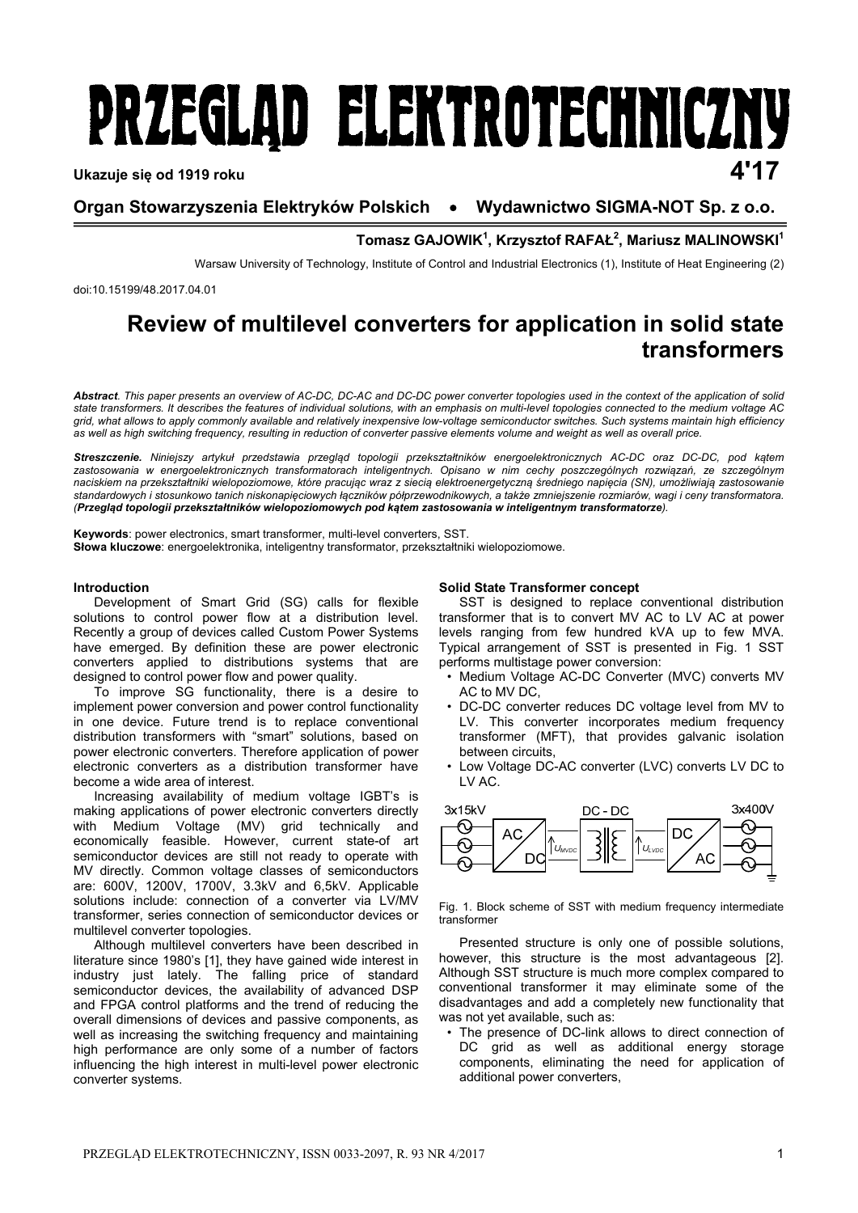# PRZEGLĄD ELEKTROTECHNICZNY

Ukazuje się od 1919 roku **4'17**

**Organ Stowarzyszenia Elektryków Polskich • Wydawnictwo SIGMA-NOT Sp. z o.o.**

**Tomasz GAJOWIK[1], Krzysztof RAFAŁ[2], Mariusz MALINOWSKI[1]**

Warsaw University of Technology, Institute of Control and Industrial Electronics (1), Institute of Heat Engineering (2)

doi:10.15199/48.2017.04.01

# Review of multilevel converters for application in solid state transformers

***Abstract**. This paper presents an overview of AC-DC, DC-AC and DC-DC power converter topologies used in the context of the application of solid state transformers. It describes the features of individual solutions, with an emphasis on multi-level topologies connected to the medium voltage AC grid, what allows to apply commonly available and relatively inexpensive low-voltage semiconductor switches. Such systems maintain high efficiency as well as high switching frequency, resulting in reduction of converter passive elements volume and weight as well as overall price.*

***Streszczenie.** Niniejszy artykuł przedstawia przegląd topologii przekształtników energoelektronicznych AC-DC oraz DC-DC, pod kątem zastosowania w energoelektronicznych transformatorach inteligentnych. Opisano w nim cechy poszczególnych rozwiązań, ze szczególnym naciskiem na przekształtniki wielopoziomowe, które pracując wraz z siecią elektroenergetyczną średniego napięcia (SN), umożliwiają zastosowanie standardowych i stosunkowo tanich niskonapięciowych łączników półprzewodnikowych, a także zmniejszenie rozmiarów, wagi i ceny transformatora. (**Przegląd topologii przekształtników wielopoziomowych pod kątem zastosowania w inteligentnym transformatorze**).*

**Keywords**: power electronics, smart transformer, multi-level converters, SST.
**Słowa kluczowe**: energoelektronika, inteligentny transformator, przekształtniki wielopoziomowe.

### Introduction

Development of Smart Grid (SG) calls for flexible solutions to control power flow at a distribution level. Recently a group of devices called Custom Power Systems have emerged. By definition these are power electronic converters applied to distributions systems that are designed to control power flow and power quality.

To improve SG functionality, there is a desire to implement power conversion and power control functionality in one device. Future trend is to replace conventional distribution transformers with "smart" solutions, based on power electronic converters. Therefore application of power electronic converters as a distribution transformer have become a wide area of interest.

Increasing availability of medium voltage IGBT's is making applications of power electronic converters directly with Medium Voltage (MV) grid technically and economically feasible. However, current state-of art semiconductor devices are still not ready to operate with MV directly. Common voltage classes of semiconductors are: 600V, 1200V, 1700V, 3.3kV and 6,5kV. Applicable solutions include: connection of a converter via LV/MV transformer, series connection of semiconductor devices or multilevel converter topologies.

Although multilevel converters have been described in literature since 1980's [1], they have gained wide interest in industry just lately. The falling price of standard semiconductor devices, the availability of advanced DSP and FPGA control platforms and the trend of reducing the overall dimensions of devices and passive components, as well as increasing the switching frequency and maintaining high performance are only some of a number of factors influencing the high interest in multi-level power electronic converter systems.

### Solid State Transformer concept

SST is designed to replace conventional distribution transformer that is to convert MV AC to LV AC at power levels ranging from few hundred kVA up to few MVA. Typical arrangement of SST is presented in Fig. 1 SST performs multistage power conversion:

- Medium Voltage AC-DC Converter (MVC) converts MV AC to MV DC,
- DC-DC converter reduces DC voltage level from MV to LV. This converter incorporates medium frequency transformer (MFT), that provides galvanic isolation between circuits,
- Low Voltage DC-AC converter (LVC) converts LV DC to LV AC.

Fig. 1. Block scheme of SST with medium frequency intermediate transformer

Presented structure is only one of possible solutions, however, this structure is the most advantageous [2]. Although SST structure is much more complex compared to conventional transformer it may eliminate some of the disadvantages and add a completely new functionality that was not yet available, such as:

- The presence of DC-link allows to direct connection of DC grid as well as additional energy storage components, eliminating the need for application of additional power converters,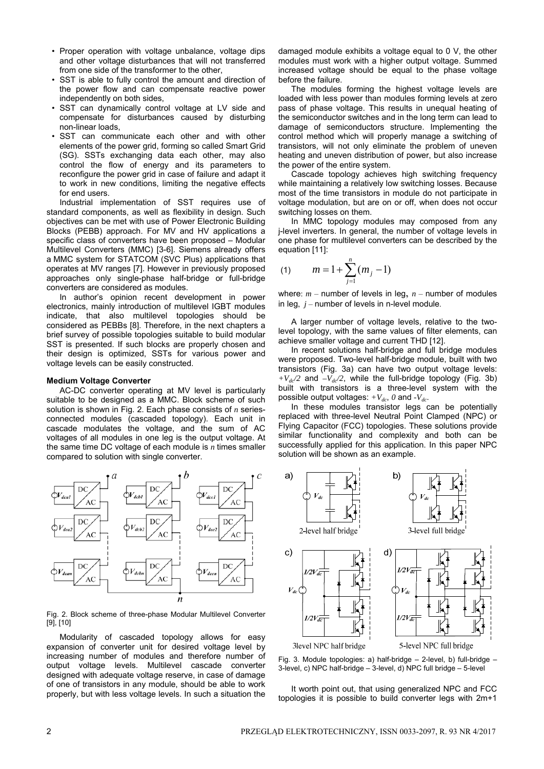- Proper operation with voltage unbalance, voltage dips and other voltage disturbances that will not transferred from one side of the transformer to the other,
- SST is able to fully control the amount and direction of the power flow and can compensate reactive power independently on both sides,
- SST can dynamically control voltage at LV side and compensate for disturbances caused by disturbing non-linear loads,
- SST can communicate each other and with other elements of the power grid, forming so called Smart Grid (SG). SSTs exchanging data each other, may also control the flow of energy and its parameters to reconfigure the power grid in case of failure and adapt it to work in new conditions, limiting the negative effects for end users.

Industrial implementation of SST requires use of standard components, as well as flexibility in design. Such objectives can be met with use of Power Electronic Building Blocks (PEBB) approach. For MV and HV applications a specific class of converters have been proposed – Modular Multilevel Converters (MMC) [3-6]. Siemens already offers a MMC system for STATCOM (SVC Plus) applications that operates at MV ranges [7]. However in previously proposed approaches only single-phase half-bridge or full-bridge converters are considered as modules.

In author's opinion recent development in power electronics, mainly introduction of multilevel IGBT modules indicate, that also multilevel topologies should be considered as PEBBs [8]. Therefore, in the next chapters a brief survey of possible topologies suitable to build modular SST is presented. If such blocks are properly chosen and their design is optimized, SSTs for various power and voltage levels can be easily constructed.

**Medium Voltage Converter**

AC-DC converter operating at MV level is particularly suitable to be designed as a MMC. Block scheme of such solution is shown in Fig. 2. Each phase consists of *n* series-connected modules (cascaded topology). Each unit in cascade modulates the voltage, and the sum of AC voltages of all modules in one leg is the output voltage. At the same time DC voltage of each module is *n* times smaller compared to solution with single converter.

Fig. 2. Block scheme of three-phase Modular Multilevel Converter [9], [10]

Modularity of cascaded topology allows for easy expansion of converter unit for desired voltage level by increasing number of modules and therefore number of output voltage levels. Multilevel cascade converter designed with adequate voltage reserve, in case of damage of one of transistors in any module, should be able to work properly, but with less voltage levels. In such a situation the damaged module exhibits a voltage equal to 0 V, the other modules must work with a higher output voltage. Summed increased voltage should be equal to the phase voltage before the failure.

The modules forming the highest voltage levels are loaded with less power than modules forming levels at zero pass of phase voltage. This results in unequal heating of the semiconductor switches and in the long term can lead to damage of semiconductors structure. Implementing the control method which will properly manage a switching of transistors, will not only eliminate the problem of uneven heating and uneven distribution of power, but also increase the power of the entire system.

Cascade topology achieves high switching frequency while maintaining a relatively low switching losses. Because most of the time transistors in module do not participate in voltage modulation, but are on or off, when does not occur switching losses on them.

In MMC topology modules may composed from any j-level inverters. In general, the number of voltage levels in one phase for multilevel converters can be described by the equation [11]:

$$m = 1 + \sum_{j=1}^{n} (m_j - 1) \qquad (1)$$

where: $m$ – number of levels in leg, $n$ – number of modules in leg, $j$ – number of levels in n-level module.

A larger number of voltage levels, relative to the two-level topology, with the same values of filter elements, can achieve smaller voltage and current THD [12].

In recent solutions half-bridge and full bridge modules were proposed. Two-level half-bridge module, built with two transistors (Fig. 3a) can have two output voltage levels: $+V_{dc}/2$ and $-V_{dc}/2$, while the full-bridge topology (Fig. 3b) built with transistors is a three-level system with the possible output voltages: $+V_{dc}$, $0$ and $-V_{dc}$.

In these modules transistor legs can be potentially replaced with three-level Neutral Point Clamped (NPC) or Flying Capacitor (FCC) topologies. These solutions provide similar functionality and complexity and both can be successfully applied for this application. In this paper NPC solution will be shown as an example.

Fig. 3. Module topologies: a) half-bridge – 2-level, b) full-bridge – 3-level, c) NPC half-bridge – 3-level, d) NPC full bridge – 5-level

It worth point out, that using generalized NPC and FCC topologies it is possible to build converter legs with 2m+1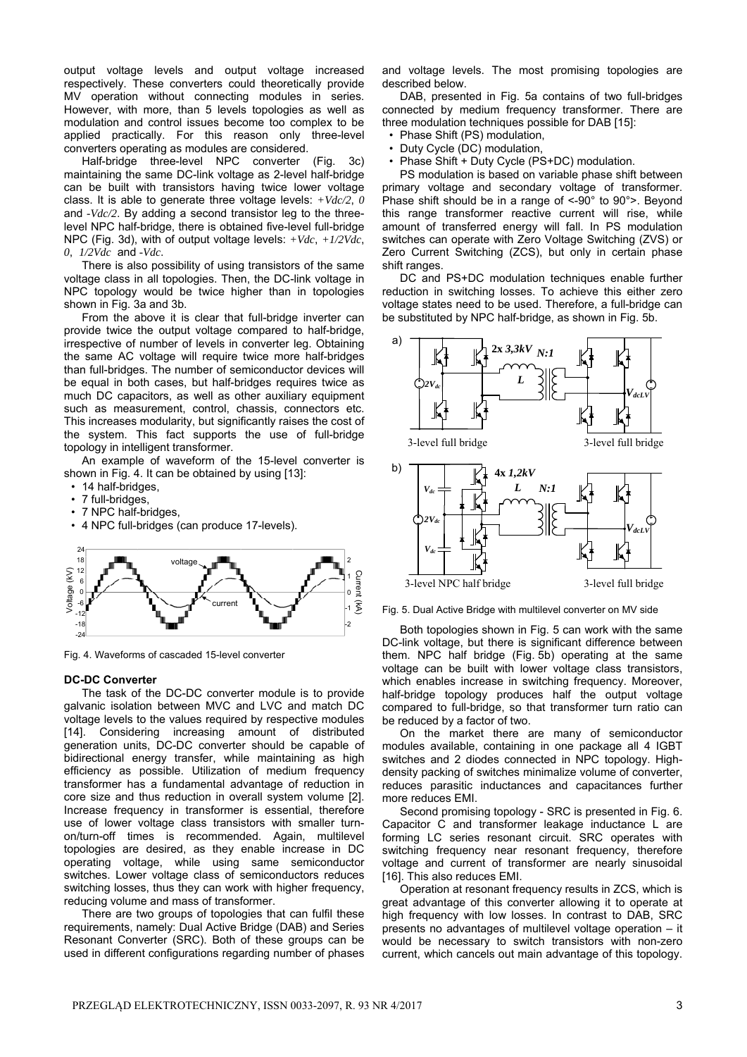output voltage levels and output voltage increased respectively. These converters could theoretically provide MV operation without connecting modules in series. However, with more, than 5 levels topologies as well as modulation and control issues become too complex to be applied practically. For this reason only three-level converters operating as modules are considered.

Half-bridge three-level NPC converter (Fig. 3c) maintaining the same DC-link voltage as 2-level half-bridge can be built with transistors having twice lower voltage class. It is able to generate three voltage levels: $+Vdc/2$, $0$ and $-Vdc/2$. By adding a second transistor leg to the three-level NPC half-bridge, there is obtained five-level full-bridge NPC (Fig. 3d), with of output voltage levels: $+Vdc$, $+1/2Vdc$, $0$, $1/2Vdc$ and $-Vdc$.

There is also possibility of using transistors of the same voltage class in all topologies. Then, the DC-link voltage in NPC topology would be twice higher than in topologies shown in Fig. 3a and 3b.

From the above it is clear that full-bridge inverter can provide twice the output voltage compared to half-bridge, irrespective of number of levels in converter leg. Obtaining the same AC voltage will require twice more half-bridges than full-bridges. The number of semiconductor devices will be equal in both cases, but half-bridges requires twice as much DC capacitors, as well as other auxiliary equipment such as measurement, control, chassis, connectors etc. This increases modularity, but significantly raises the cost of the system. This fact supports the use of full-bridge topology in intelligent transformer.

An example of waveform of the 15-level converter is shown in Fig. 4. It can be obtained by using [13]:

- 14 half-bridges,
- 7 full-bridges,
- 7 NPC half-bridges,
- 4 NPC full-bridges (can produce 17-levels).

Fig. 4. Waveforms of cascaded 15-level converter

### DC-DC Converter

The task of the DC-DC converter module is to provide galvanic isolation between MVC and LVC and match DC voltage levels to the values required by respective modules [14]. Considering increasing amount of distributed generation units, DC-DC converter should be capable of bidirectional energy transfer, while maintaining as high efficiency as possible. Utilization of medium frequency transformer has a fundamental advantage of reduction in core size and thus reduction in overall system volume [2]. Increase frequency in transformer is essential, therefore use of lower voltage class transistors with smaller turn-on/turn-off times is recommended. Again, multilevel topologies are desired, as they enable increase in DC operating voltage, while using same semiconductor switches. Lower voltage class of semiconductors reduces switching losses, thus they can work with higher frequency, reducing volume and mass of transformer.

There are two groups of topologies that can fulfil these requirements, namely: Dual Active Bridge (DAB) and Series Resonant Converter (SRC). Both of these groups can be used in different configurations regarding number of phases and voltage levels. The most promising topologies are described below.

DAB, presented in Fig. 5a contains of two full-bridges connected by medium frequency transformer. There are three modulation techniques possible for DAB [15]:

- Phase Shift (PS) modulation,
- Duty Cycle (DC) modulation,
- Phase Shift + Duty Cycle (PS+DC) modulation.

PS modulation is based on variable phase shift between primary voltage and secondary voltage of transformer. Phase shift should be in a range of <-90° to 90°>. Beyond this range transformer reactive current will rise, while amount of transferred energy will fall. In PS modulation switches can operate with Zero Voltage Switching (ZVS) or Zero Current Switching (ZCS), but only in certain phase shift ranges.

DC and PS+DC modulation techniques enable further reduction in switching losses. To achieve this either zero voltage states need to be used. Therefore, a full-bridge can be substituted by NPC half-bridge, as shown in Fig. 5b.

Fig. 5. Dual Active Bridge with multilevel converter on MV side

Both topologies shown in Fig. 5 can work with the same DC-link voltage, but there is significant difference between them. NPC half bridge (Fig. 5b) operating at the same voltage can be built with lower voltage class transistors, which enables increase in switching frequency. Moreover, half-bridge topology produces half the output voltage compared to full-bridge, so that transformer turn ratio can be reduced by a factor of two.

On the market there are many of semiconductor modules available, containing in one package all 4 IGBT switches and 2 diodes connected in NPC topology. High-density packing of switches minimalize volume of converter, reduces parasitic inductances and capacitances further more reduces EMI.

Second promising topology - SRC is presented in Fig. 6. Capacitor C and transformer leakage inductance L are forming LC series resonant circuit. SRC operates with switching frequency near resonant frequency, therefore voltage and current of transformer are nearly sinusoidal [16]. This also reduces EMI.

Operation at resonant frequency results in ZCS, which is great advantage of this converter allowing it to operate at high frequency with low losses. In contrast to DAB, SRC presents no advantages of multilevel voltage operation – it would be necessary to switch transistors with non-zero current, which cancels out main advantage of this topology.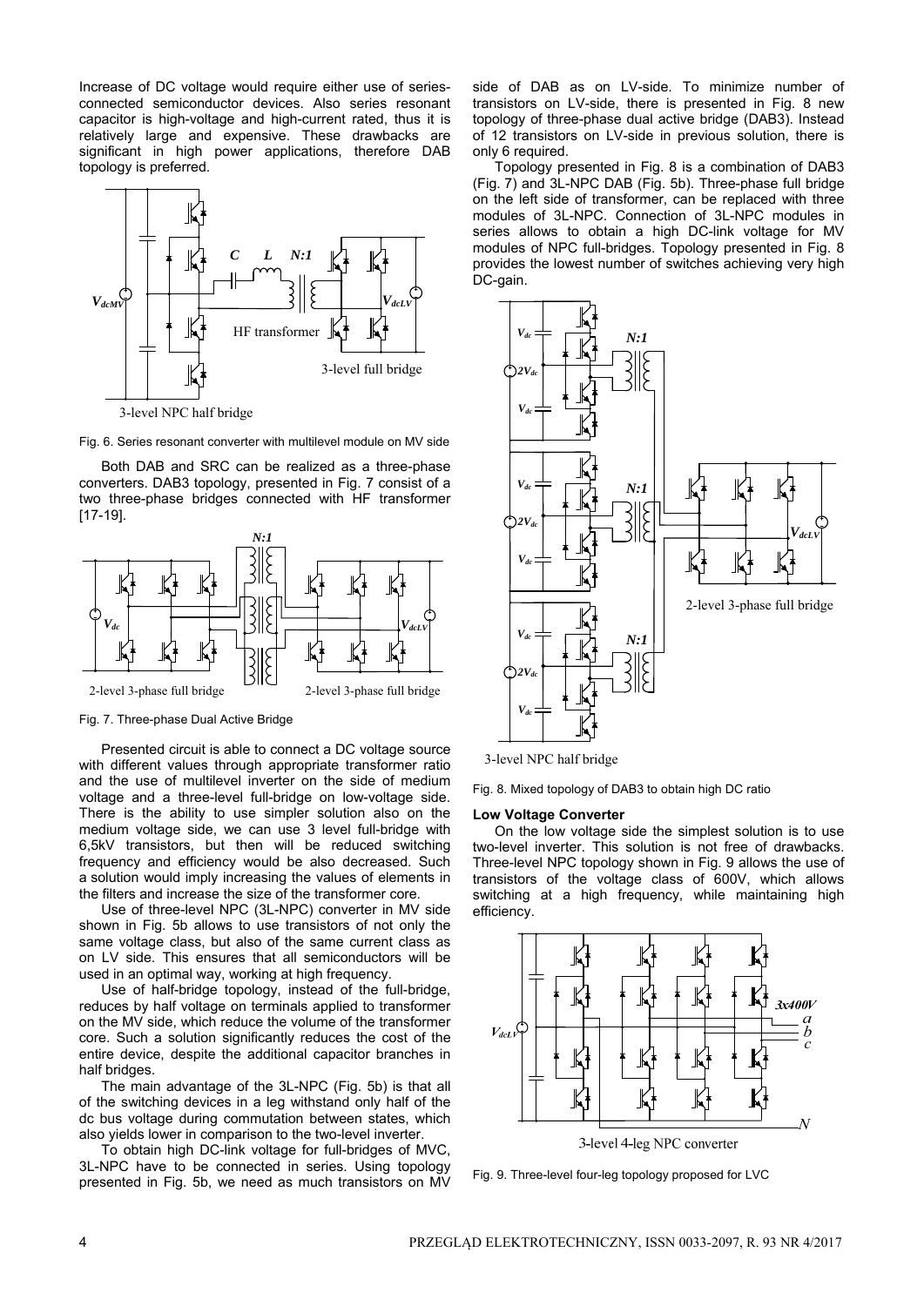Increase of DC voltage would require either use of series-connected semiconductor devices. Also series resonant capacitor is high-voltage and high-current rated, thus it is relatively large and expensive. These drawbacks are significant in high power applications, therefore DAB topology is preferred.

Fig. 6. Series resonant converter with multilevel module on MV side

Both DAB and SRC can be realized as a three-phase converters. DAB3 topology, presented in Fig. 7 consist of a two three-phase bridges connected with HF transformer [17-19].

Fig. 7. Three-phase Dual Active Bridge

Presented circuit is able to connect a DC voltage source with different values through appropriate transformer ratio and the use of multilevel inverter on the side of medium voltage and a three-level full-bridge on low-voltage side. There is the ability to use simpler solution also on the medium voltage side, we can use 3 level full-bridge with 6,5kV transistors, but then will be reduced switching frequency and efficiency would be also decreased. Such a solution would imply increasing the values of elements in the filters and increase the size of the transformer core.

Use of three-level NPC (3L-NPC) converter in MV side shown in Fig. 5b allows to use transistors of not only the same voltage class, but also of the same current class as on LV side. This ensures that all semiconductors will be used in an optimal way, working at high frequency.

Use of half-bridge topology, instead of the full-bridge, reduces by half voltage on terminals applied to transformer on the MV side, which reduce the volume of the transformer core. Such a solution significantly reduces the cost of the entire device, despite the additional capacitor branches in half bridges.

The main advantage of the 3L-NPC (Fig. 5b) is that all of the switching devices in a leg withstand only half of the dc bus voltage during commutation between states, which also yields lower in comparison to the two-level inverter.

To obtain high DC-link voltage for full-bridges of MVC, 3L-NPC have to be connected in series. Using topology presented in Fig. 5b, we need as much transistors on MV side of DAB as on LV-side. To minimize number of transistors on LV-side, there is presented in Fig. 8 new topology of three-phase dual active bridge (DAB3). Instead of 12 transistors on LV-side in previous solution, there is only 6 required.

Topology presented in Fig. 8 is a combination of DAB3 (Fig. 7) and 3L-NPC DAB (Fig. 5b). Three-phase full bridge on the left side of transformer, can be replaced with three modules of 3L-NPC. Connection of 3L-NPC modules in series allows to obtain a high DC-link voltage for MV modules of NPC full-bridges. Topology presented in Fig. 8 provides the lowest number of switches achieving very high DC-gain.

Fig. 8. Mixed topology of DAB3 to obtain high DC ratio

**Low Voltage Converter**

On the low voltage side the simplest solution is to use two-level inverter. This solution is not free of drawbacks. Three-level NPC topology shown in Fig. 9 allows the use of transistors of the voltage class of 600V, which allows switching at a high frequency, while maintaining high efficiency.

Fig. 9. Three-level four-leg topology proposed for LVC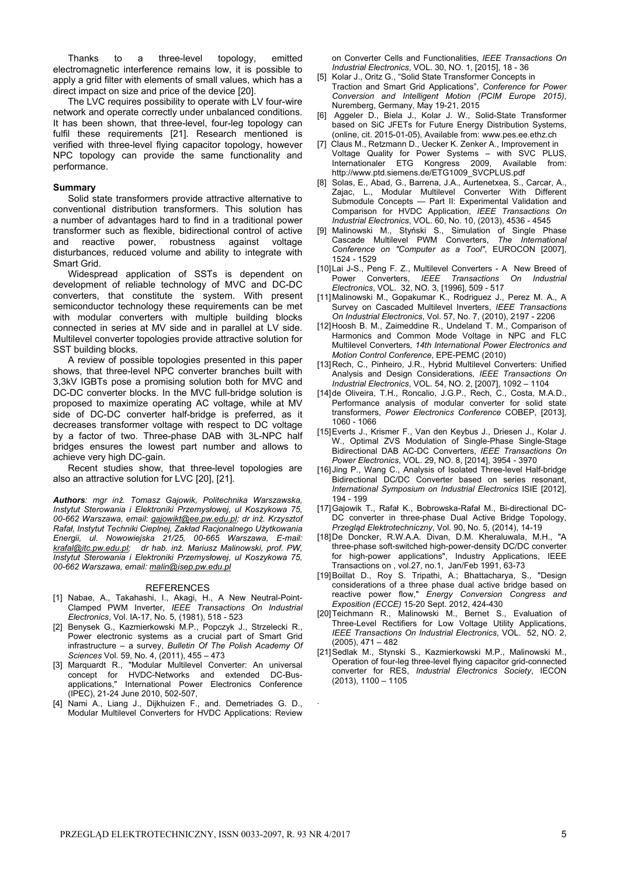Thanks to a three-level topology, emitted electromagnetic interference remains low, it is possible to apply a grid filter with elements of small values, which has a direct impact on size and price of the device [20].

The LVC requires possibility to operate with LV four-wire network and operate correctly under unbalanced conditions. It has been shown, that three-level, four-leg topology can fulfil these requirements [21]. Research mentioned is verified with three-level flying capacitor topology, however NPC topology can provide the same functionality and performance.

**Summary**

Solid state transformers provide attractive alternative to conventional distribution transformers. This solution has a number of advantages hard to find in a traditional power transformer such as flexible, bidirectional control of active and reactive power, robustness against voltage disturbances, reduced volume and ability to integrate with Smart Grid.

Widespread application of SSTs is dependent on development of reliable technology of MVC and DC-DC converters, that constitute the system. With present semiconductor technology these requirements can be met with modular converters with multiple building blocks connected in series at MV side and in parallel at LV side. Multilevel converter topologies provide attractive solution for SST building blocks.

A review of possible topologies presented in this paper shows, that three-level NPC converter branches built with 3,3kV IGBTs pose a promising solution both for MVC and DC-DC converter blocks. In the MVC full-bridge solution is proposed to maximize operating AC voltage, while at MV side of DC-DC converter half-bridge is preferred, as it decreases transformer voltage with respect to DC voltage by a factor of two. Three-phase DAB with 3L-NPC half bridges ensures the lowest part number and allows to achieve very high DC-gain.

Recent studies show, that three-level topologies are also an attractive solution for LVC [20], [21].

***Authors**: mgr inż. Tomasz Gajowik, Politechnika Warszawska, Instytut Sterowania i Elektroniki Przemysłowej, ul Koszykowa 75, 00-662 Warszawa, email: gajowikt@ee.pw.edu.pl; dr inż. Krzysztof Rafał, Instytut Techniki Cieplnej, Zakład Racjonalnego Użytkowania Energii, ul. Nowowiejska 21/25, 00-665 Warszawa, E-mail: krafal@itc.pw.edu.pl; dr hab. inż. Mariusz Malinowski, prof. PW, Instytut Sterowania i Elektroniki Przemysłowej, ul Koszykowa 75, 00-662 Warszawa, email: malin@isep.pw.edu.pl*

## REFERENCES

[1] Nabae, A., Takahashi, I., Akagi, H., A New Neutral-Point-Clamped PWM Inverter, *IEEE Transactions On Industrial Electronics*, Vol. IA-17, No. 5, (1981), 518 - 523

[2] Benysek G., Kazmierkowski M.P., Popczyk J., Strzelecki R., Power electronic systems as a crucial part of Smart Grid infrastructure – a survey, *Bulletin Of The Polish Academy Of Sciences* Vol. 59, No. 4, (2011), 455 – 473

[3] Marquardt R., "Modular Multilevel Converter: An universal concept for HVDC-Networks and extended DC-Bus-applications," International Power Electronics Conference (IPEC), 21-24 June 2010, 502-507,

[4] Nami A., Liang J., Dijkhuizen F., and. Demetriades G. D., Modular Multilevel Converters for HVDC Applications: Review on Converter Cells and Functionalities, *IEEE Transactions On Industrial Electronics*, VOL. 30, NO. 1, [2015], 18 - 36

[5] Kolar J., Oritz G., "Solid State Transformer Concepts in Traction and Smart Grid Applications", *Conference for Power Conversion and Intelligent Motion (PCIM Europe 2015)*, Nuremberg, Germany, May 19-21, 2015

[6] Aggeler D., Biela J., Kolar J. W., Solid-State Transformer based on SiC JFETs for Future Energy Distribution Systems, (online, cit. 2015-01-05), Available from: www.pes.ee.ethz.ch

[7] Claus M., Retzmann D., Uecker K. Zenker A., Improvement in Voltage Quality for Power Systems – with SVC PLUS, Internationaler ETG Kongress 2009, Available from: http://www.ptd.siemens.de/ETG1009_SVCPLUS.pdf

[8] Solas, E., Abad, G., Barrena, J.A., Aurtenetxea, S., Carcar, A., Zajac, L., Modular Multilevel Converter With Different Submodule Concepts — Part II: Experimental Validation and Comparison for HVDC Application, *IEEE Transactions On Industrial Electronics*, VOL. 60, No. 10, (2013), 4536 - 4545

[9] Malinowski M., Styński S., Simulation of Single Phase Cascade Multilevel PWM Converters, *The International Conference on "Computer as a Tool"*, EUROCON [2007], 1524 - 1529

[10] Lai J-S., Peng F. Z., Multilevel Converters - A New Breed of Power Converters, *IEEE Transactions On Industrial Electronics*, VOL. 32, NO. 3, [1996], 509 - 517

[11] Malinowski M., Gopakumar K., Rodriguez J., Perez M. A., A Survey on Cascaded Multilevel Inverters, *IEEE Transactions On Industrial Electronics*, Vol. 57, No. 7, (2010), 2197 - 2206

[12] Hoosh B. M., Zaimeddine R., Undeland T. M., Comparison of Harmonics and Common Mode Voltage in NPC and FLC Multilevel Converters, *14th International Power Electronics and Motion Control Conference*, EPE-PEMC (2010)

[13] Rech, C., Pinheiro, J.R., Hybrid Multilevel Converters: Unified Analysis and Design Considerations, *IEEE Transactions On Industrial Electronics*, VOL. 54, NO. 2, [2007], 1092 – 1104

[14] de Oliveira, T.H., Roncalio, J.G.P., Rech, C., Costa, M.A.D., Performance analysis of modular converter for solid state transformers, *Power Electronics Conference* COBEP, [2013], 1060 - 1066

[15] Everts J., Krismer F., Van den Keybus J., Driesen J., Kolar J. W., Optimal ZVS Modulation of Single-Phase Single-Stage Bidirectional DAB AC-DC Converters, *IEEE Transactions On Power Electronics*, VOL. 29, NO. 8, [2014], 3954 - 3970

[16] Jing P., Wang C., Analysis of Isolated Three-level Half-bridge Bidirectional DC/DC Converter based on series resonant, *International Symposium on Industrial Electronics* ISIE [2012], 194 - 199

[17] Gajowik T., Rafał K., Bobrowska-Rafał M., Bi-directional DC-DC converter in three-phase Dual Active Bridge Topology, *Przegląd Elektrotechniczny*, Vol. 90, No. 5, (2014), 14-19

[18] De Doncker, R.W.A.A. Divan, D.M. Kheraluwala, M.H., "A three-phase soft-switched high-power-density DC/DC converter for high-power applications", Industry Applications, IEEE Transactions on , vol.27, no.1, Jan/Feb 1991, 63-73

[19] Boillat D., Roy S. Tripathi, A.; Bhattacharya, S., "Design considerations of a three phase dual active bridge based on reactive power flow," *Energy Conversion Congress and Exposition (ECCE)* 15-20 Sept. 2012, 424-430

[20] Teichmann R., Malinowski M., Bernet S., Evaluation of Three-Level Rectifiers for Low Voltage Utility Applications, *IEEE Transactions On Industrial Electronics*, VOL. 52, NO. 2, (2005), 471 – 482

[21] Sedlak M., Stynski S., Kazmierkowski M.P., Malinowski M., Operation of four-leg three-level flying capacitor grid-connected converter for RES, *Industrial Electronics Society*, IECON (2013), 1100 – 1105